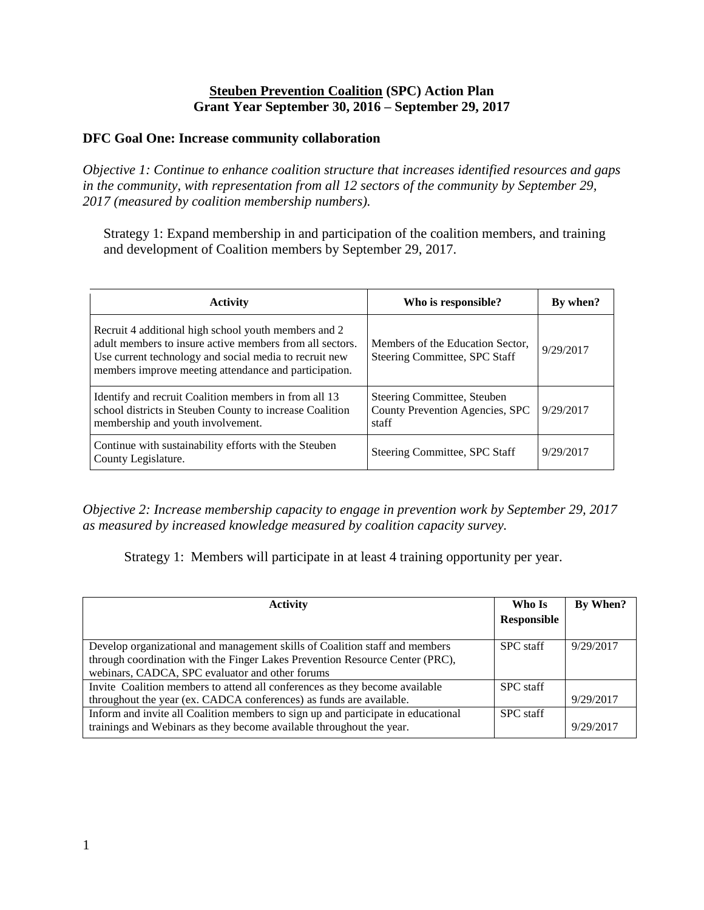**<u>Steuben Prevention Coalition</u> (SPC) Action Plan**
**Grant Year September 30, 2016 – September 29, 2017**

## DFC Goal One: Increase community collaboration

*Objective 1: Continue to enhance coalition structure that increases identified resources and gaps in the community, with representation from all 12 sectors of the community by September 29, 2017 (measured by coalition membership numbers).*

Strategy 1: Expand membership in and participation of the coalition members, and training and development of Coalition members by September 29, 2017.

| Activity | Who is responsible? | By when? |
|---|---|---|
| Recruit 4 additional high school youth members and 2 adult members to insure active members from all sectors. Use current technology and social media to recruit new members improve meeting attendance and participation. | Members of the Education Sector, Steering Committee, SPC Staff | 9/29/2017 |
| Identify and recruit Coalition members in from all 13 school districts in Steuben County to increase Coalition membership and youth involvement. | Steering Committee, Steuben County Prevention Agencies, SPC staff | 9/29/2017 |
| Continue with sustainability efforts with the Steuben County Legislature. | Steering Committee, SPC Staff | 9/29/2017 |

*Objective 2: Increase membership capacity to engage in prevention work by September 29, 2017 as measured by increased knowledge measured by coalition capacity survey.*

Strategy 1: Members will participate in at least 4 training opportunity per year.

| Activity | Who Is Responsible | By When? |
|---|---|---|
| Develop organizational and management skills of Coalition staff and members through coordination with the Finger Lakes Prevention Resource Center (PRC), webinars, CADCA, SPC evaluator and other forums | SPC staff | 9/29/2017 |
| Invite Coalition members to attend all conferences as they become available throughout the year (ex. CADCA conferences) as funds are available. | SPC staff | 9/29/2017 |
| Inform and invite all Coalition members to sign up and participate in educational trainings and Webinars as they become available throughout the year. | SPC staff | 9/29/2017 |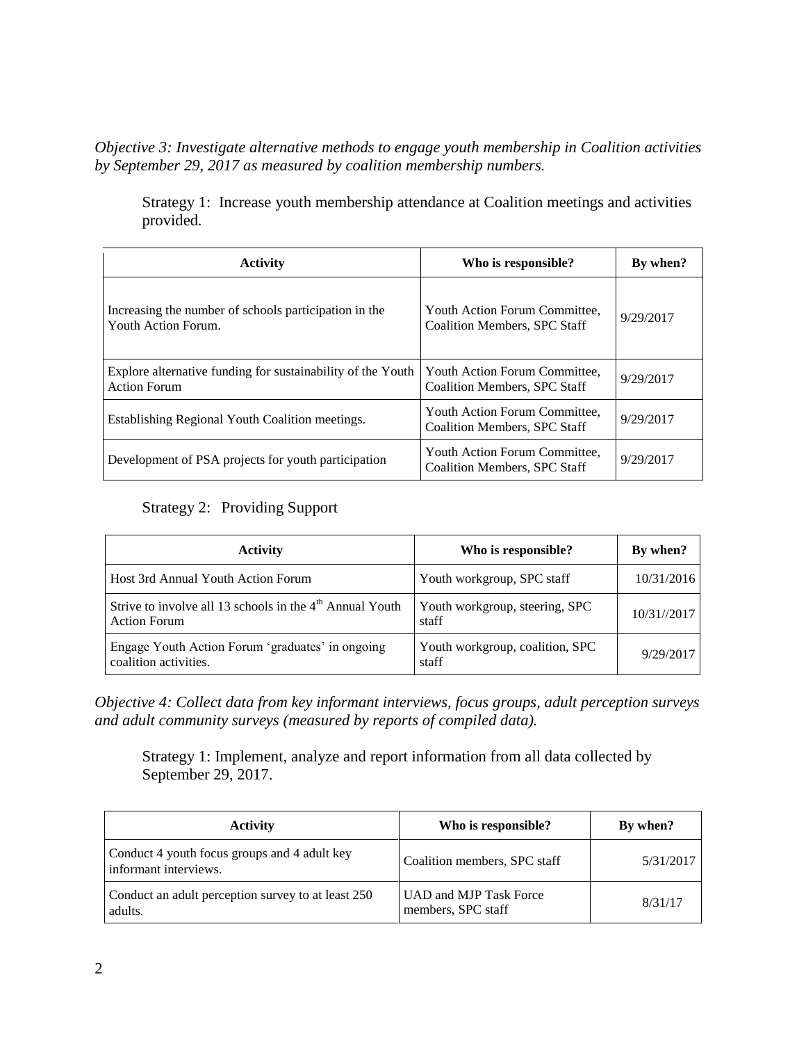*Objective 3: Investigate alternative methods to engage youth membership in Coalition activities by September 29, 2017 as measured by coalition membership numbers.*

Strategy 1: Increase youth membership attendance at Coalition meetings and activities provided.

| Activity | Who is responsible? | By when? |
|---|---|---|
| Increasing the number of schools participation in the Youth Action Forum. | Youth Action Forum Committee, Coalition Members, SPC Staff | 9/29/2017 |
| Explore alternative funding for sustainability of the Youth Action Forum | Youth Action Forum Committee, Coalition Members, SPC Staff | 9/29/2017 |
| Establishing Regional Youth Coalition meetings. | Youth Action Forum Committee, Coalition Members, SPC Staff | 9/29/2017 |
| Development of PSA projects for youth participation | Youth Action Forum Committee, Coalition Members, SPC Staff | 9/29/2017 |

Strategy 2: Providing Support

| Activity | Who is responsible? | By when? |
|---|---|---|
| Host 3rd Annual Youth Action Forum | Youth workgroup, SPC staff | 10/31/2016 |
| Strive to involve all 13 schools in the 4th Annual Youth Action Forum | Youth workgroup, steering, SPC staff | 10/31//2017 |
| Engage Youth Action Forum 'graduates' in ongoing coalition activities. | Youth workgroup, coalition, SPC staff | 9/29/2017 |

*Objective 4: Collect data from key informant interviews, focus groups, adult perception surveys and adult community surveys (measured by reports of compiled data).*

Strategy 1: Implement, analyze and report information from all data collected by September 29, 2017.

| Activity | Who is responsible? | By when? |
|---|---|---|
| Conduct 4 youth focus groups and 4 adult key informant interviews. | Coalition members, SPC staff | 5/31/2017 |
| Conduct an adult perception survey to at least 250 adults. | UAD and MJP Task Force members, SPC staff | 8/31/17 |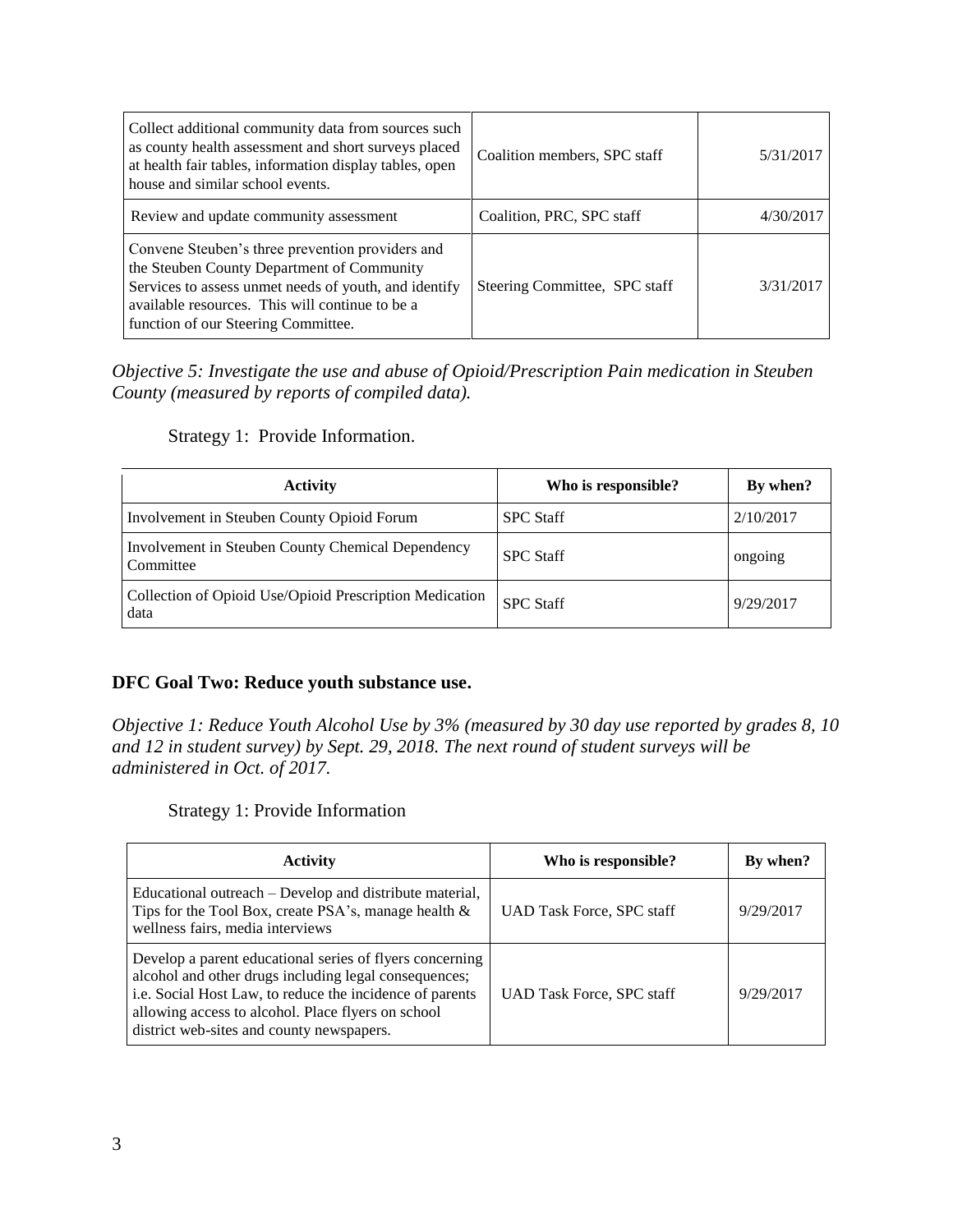| | | |
|---|---|---|
| Collect additional community data from sources such as county health assessment and short surveys placed at health fair tables, information display tables, open house and similar school events. | Coalition members, SPC staff | 5/31/2017 |
| Review and update community assessment | Coalition, PRC, SPC staff | 4/30/2017 |
| Convene Steuben's three prevention providers and the Steuben County Department of Community Services to assess unmet needs of youth, and identify available resources. This will continue to be a function of our Steering Committee. | Steering Committee, SPC staff | 3/31/2017 |

*Objective 5: Investigate the use and abuse of Opioid/Prescription Pain medication in Steuben County (measured by reports of compiled data).*

Strategy 1: Provide Information.

| Activity | Who is responsible? | By when? |
|---|---|---|
| Involvement in Steuben County Opioid Forum | SPC Staff | 2/10/2017 |
| Involvement in Steuben County Chemical Dependency Committee | SPC Staff | ongoing |
| Collection of Opioid Use/Opioid Prescription Medication data | SPC Staff | 9/29/2017 |

**DFC Goal Two: Reduce youth substance use.**

*Objective 1: Reduce Youth Alcohol Use by 3% (measured by 30 day use reported by grades 8, 10 and 12 in student survey) by Sept. 29, 2018. The next round of student surveys will be administered in Oct. of 2017.*

Strategy 1: Provide Information

| Activity | Who is responsible? | By when? |
|---|---|---|
| Educational outreach – Develop and distribute material, Tips for the Tool Box, create PSA's, manage health & wellness fairs, media interviews | UAD Task Force, SPC staff | 9/29/2017 |
| Develop a parent educational series of flyers concerning alcohol and other drugs including legal consequences; i.e. Social Host Law, to reduce the incidence of parents allowing access to alcohol. Place flyers on school district web-sites and county newspapers. | UAD Task Force, SPC staff | 9/29/2017 |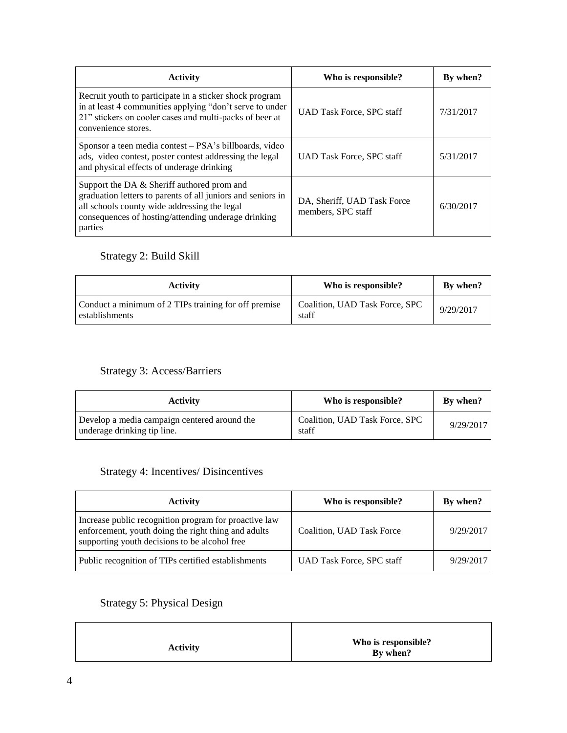| Activity | Who is responsible? | By when? |
|---|---|---|
| Recruit youth to participate in a sticker shock program in at least 4 communities applying "don't serve to under 21" stickers on cooler cases and multi-packs of beer at convenience stores. | UAD Task Force, SPC staff | 7/31/2017 |
| Sponsor a teen media contest – PSA's billboards, video ads, video contest, poster contest addressing the legal and physical effects of underage drinking | UAD Task Force, SPC staff | 5/31/2017 |
| Support the DA & Sheriff authored prom and graduation letters to parents of all juniors and seniors in all schools county wide addressing the legal consequences of hosting/attending underage drinking parties | DA, Sheriff, UAD Task Force members, SPC staff | 6/30/2017 |

Strategy 2: Build Skill

| Activity | Who is responsible? | By when? |
|---|---|---|
| Conduct a minimum of 2 TIPs training for off premise establishments | Coalition, UAD Task Force, SPC staff | 9/29/2017 |

Strategy 3: Access/Barriers

| Activity | Who is responsible? | By when? |
|---|---|---|
| Develop a media campaign centered around the underage drinking tip line. | Coalition, UAD Task Force, SPC staff | 9/29/2017 |

Strategy 4: Incentives/ Disincentives

| Activity | Who is responsible? | By when? |
|---|---|---|
| Increase public recognition program for proactive law enforcement, youth doing the right thing and adults supporting youth decisions to be alcohol free | Coalition, UAD Task Force | 9/29/2017 |
| Public recognition of TIPs certified establishments | UAD Task Force, SPC staff | 9/29/2017 |

Strategy 5: Physical Design

| Activity | Who is responsible? By when? |
|---|---|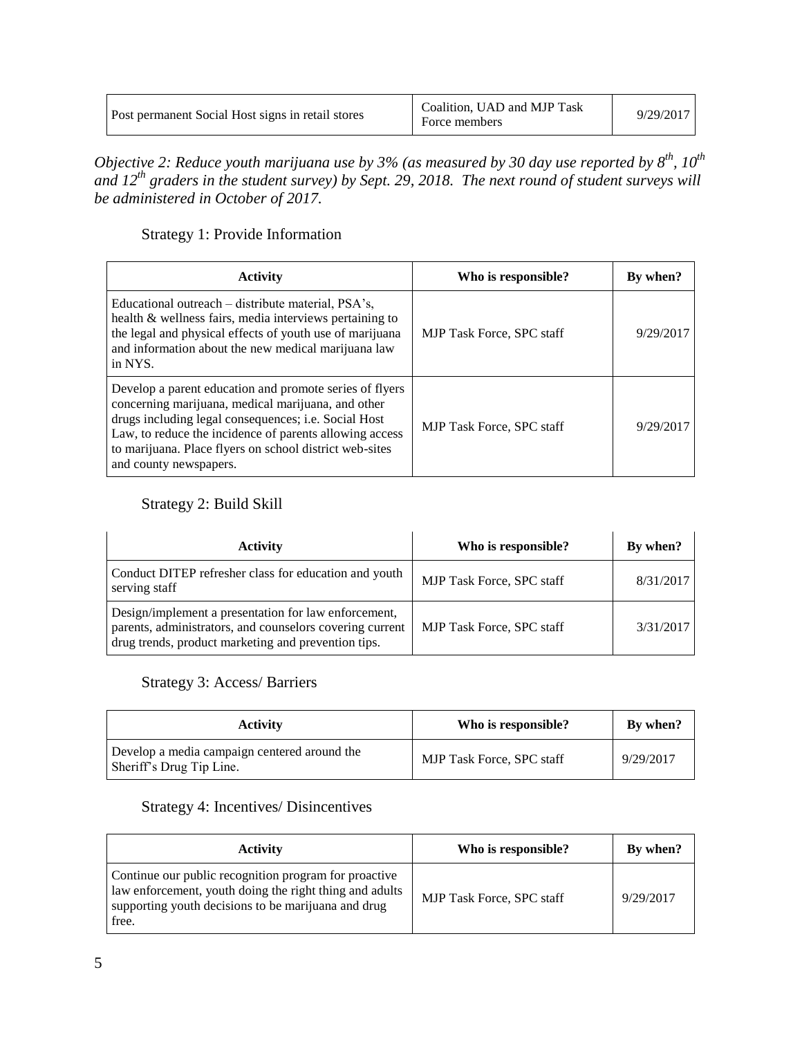| | | |
|---|---|---|
| Post permanent Social Host signs in retail stores | Coalition, UAD and MJP Task Force members | 9/29/2017 |

*Objective 2: Reduce youth marijuana use by 3% (as measured by 30 day use reported by 8th, 10th and 12th graders in the student survey) by Sept. 29, 2018. The next round of student surveys will be administered in October of 2017.*

Strategy 1: Provide Information

| Activity | Who is responsible? | By when? |
|---|---|---|
| Educational outreach – distribute material, PSA's, health & wellness fairs, media interviews pertaining to the legal and physical effects of youth use of marijuana and information about the new medical marijuana law in NYS. | MJP Task Force, SPC staff | 9/29/2017 |
| Develop a parent education and promote series of flyers concerning marijuana, medical marijuana, and other drugs including legal consequences; i.e. Social Host Law, to reduce the incidence of parents allowing access to marijuana. Place flyers on school district web-sites and county newspapers. | MJP Task Force, SPC staff | 9/29/2017 |

Strategy 2: Build Skill

| Activity | Who is responsible? | By when? |
|---|---|---|
| Conduct DITEP refresher class for education and youth serving staff | MJP Task Force, SPC staff | 8/31/2017 |
| Design/implement a presentation for law enforcement, parents, administrators, and counselors covering current drug trends, product marketing and prevention tips. | MJP Task Force, SPC staff | 3/31/2017 |

Strategy 3: Access/ Barriers

| Activity | Who is responsible? | By when? |
|---|---|---|
| Develop a media campaign centered around the Sheriff's Drug Tip Line. | MJP Task Force, SPC staff | 9/29/2017 |

Strategy 4: Incentives/ Disincentives

| Activity | Who is responsible? | By when? |
|---|---|---|
| Continue our public recognition program for proactive law enforcement, youth doing the right thing and adults supporting youth decisions to be marijuana and drug free. | MJP Task Force, SPC staff | 9/29/2017 |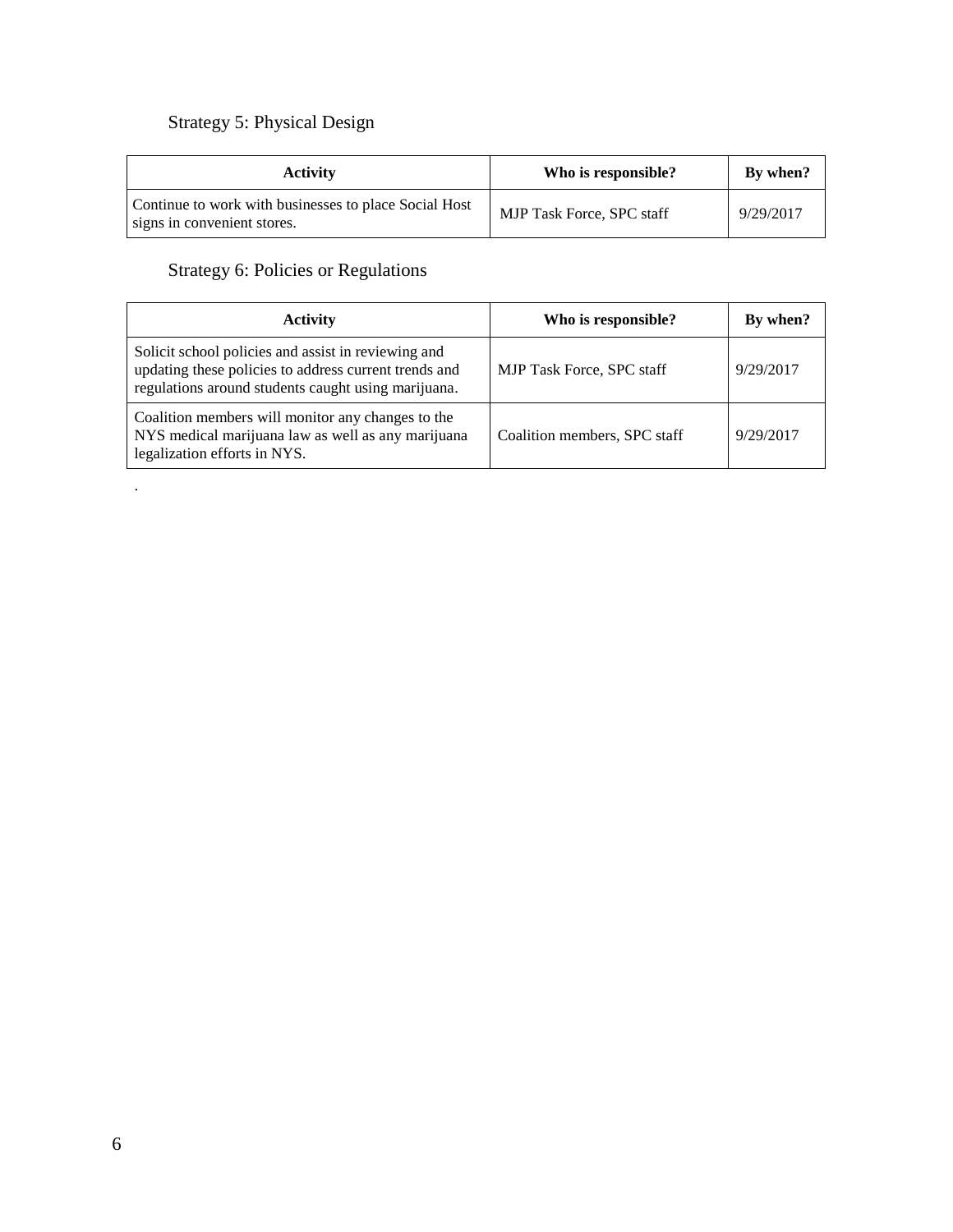Strategy 5: Physical Design

| Activity | Who is responsible? | By when? |
| --- | --- | --- |
| Continue to work with businesses to place Social Host signs in convenient stores. | MJP Task Force, SPC staff | 9/29/2017 |

Strategy 6: Policies or Regulations

| Activity | Who is responsible? | By when? |
| --- | --- | --- |
| Solicit school policies and assist in reviewing and updating these policies to address current trends and regulations around students caught using marijuana. | MJP Task Force, SPC staff | 9/29/2017 |
| Coalition members will monitor any changes to the NYS medical marijuana law as well as any marijuana legalization efforts in NYS. | Coalition members, SPC staff | 9/29/2017 |

.